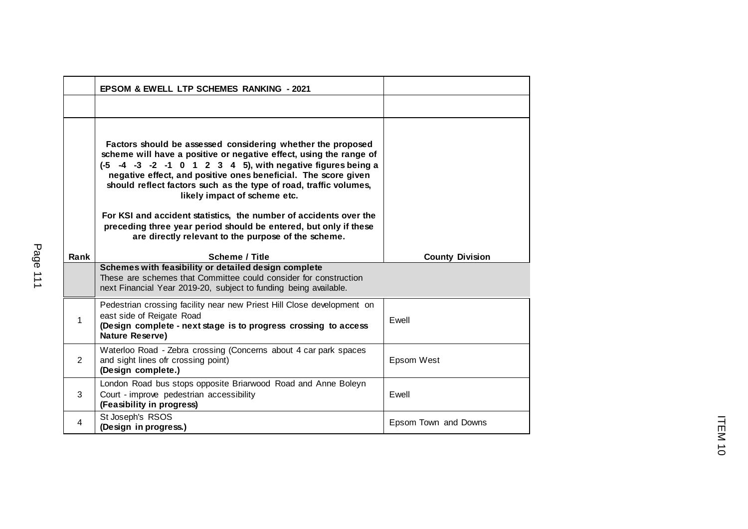| | **EPSOM & EWELL LTP SCHEMES RANKING - 2021** | |
|---|---|---|
| | | |
| **Rank** | **Factors should be assessed considering whether the proposed scheme will have a positive or negative effect, using the range of (-5 -4 -3 -2 -1 0 1 2 3 4 5), with negative figures being a negative effect, and positive ones beneficial. The score given should reflect factors such as the type of road, traffic volumes, likely impact of scheme etc.**<br><br>**For KSI and accident statistics, the number of accidents over the preceding three year period should be entered, but only if these are directly relevant to the purpose of the scheme.**<br><br>**Scheme / Title** | **County Division** |
| | **Schemes with feasibility or detailed design complete**<br>These are schemes that Committee could consider for construction next Financial Year 2019-20, subject to funding being available. | |
| 1 | Pedestrian crossing facility near new Priest Hill Close development on east side of Reigate Road<br>**(Design complete - next stage is to progress crossing to access Nature Reserve)** | Ewell |
| 2 | Waterloo Road - Zebra crossing (Concerns about 4 car park spaces and sight lines ofr crossing point)<br>**(Design complete.)** | Epsom West |
| 3 | London Road bus stops opposite Briarwood Road and Anne Boleyn Court - improve pedestrian accessibility<br>**(Feasibility in progress)** | Ewell |
| 4 | St Joseph's RSOS<br>**(Design in progress.)** | Epsom Town and Downs |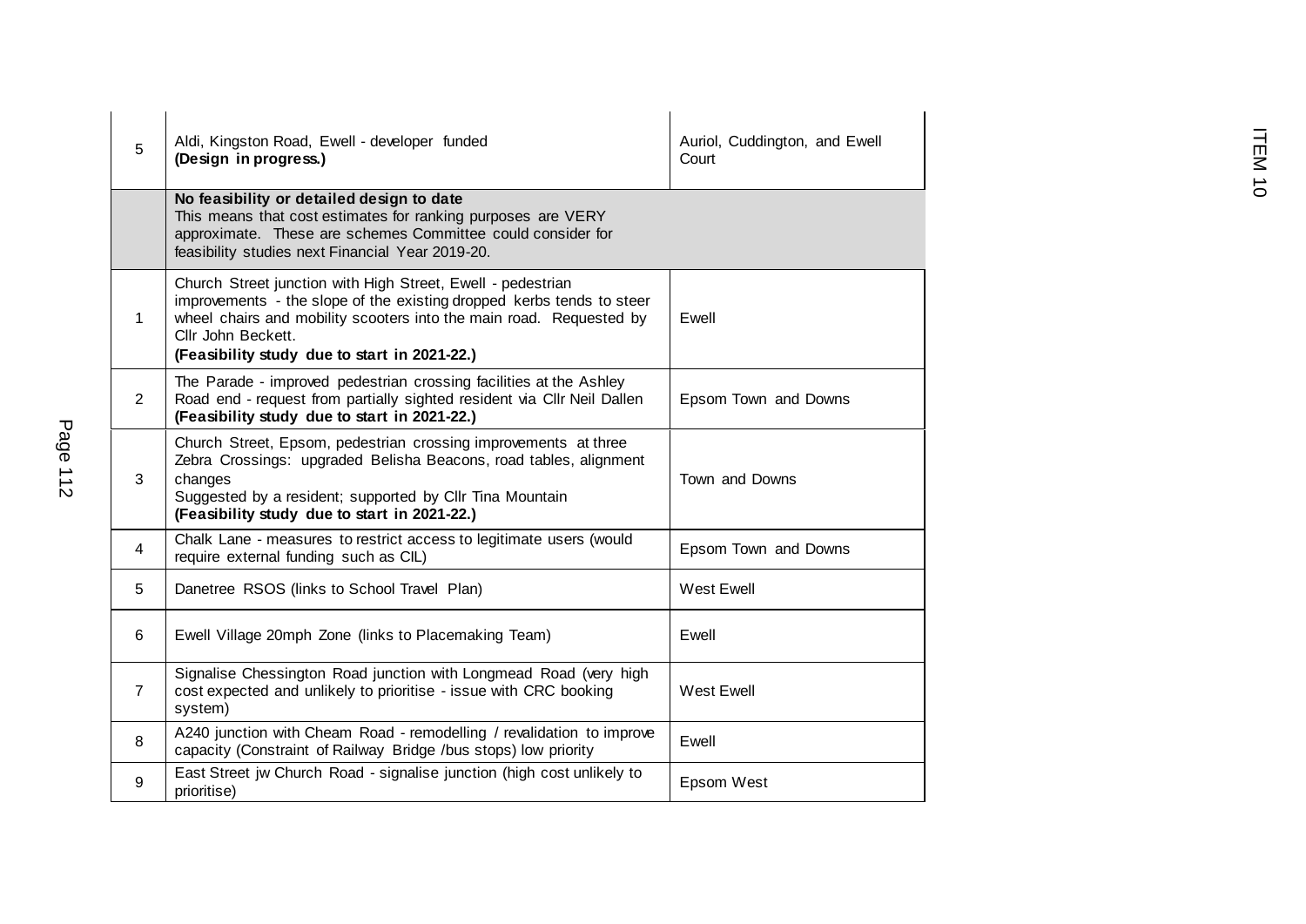| | | |
|---|---|---|
| 5 | Aldi, Kingston Road, Ewell - developer funded<br>**(Design in progress.)** | Auriol, Cuddington, and Ewell Court |
| | **No feasibility or detailed design to date**<br>This means that cost estimates for ranking purposes are VERY approximate. These are schemes Committee could consider for feasibility studies next Financial Year 2019-20. | |
| 1 | Church Street junction with High Street, Ewell - pedestrian improvements - the slope of the existing dropped kerbs tends to steer wheel chairs and mobility scooters into the main road. Requested by Cllr John Beckett.<br>**(Feasibility study due to start in 2021-22.)** | Ewell |
| 2 | The Parade - improved pedestrian crossing facilities at the Ashley Road end - request from partially sighted resident via Cllr Neil Dallen<br>**(Feasibility study due to start in 2021-22.)** | Epsom Town and Downs |
| 3 | Church Street, Epsom, pedestrian crossing improvements at three Zebra Crossings: upgraded Belisha Beacons, road tables, alignment changes<br>Suggested by a resident; supported by Cllr Tina Mountain<br>**(Feasibility study due to start in 2021-22.)** | Town and Downs |
| 4 | Chalk Lane - measures to restrict access to legitimate users (would require external funding such as CIL) | Epsom Town and Downs |
| 5 | Danetree RSOS (links to School Travel Plan) | West Ewell |
| 6 | Ewell Village 20mph Zone (links to Placemaking Team) | Ewell |
| 7 | Signalise Chessington Road junction with Longmead Road (very high cost expected and unlikely to prioritise - issue with CRC booking system) | West Ewell |
| 8 | A240 junction with Cheam Road - remodelling / revalidation to improve capacity (Constraint of Railway Bridge /bus stops) low priority | Ewell |
| 9 | East Street jw Church Road - signalise junction (high cost unlikely to prioritise) | Epsom West |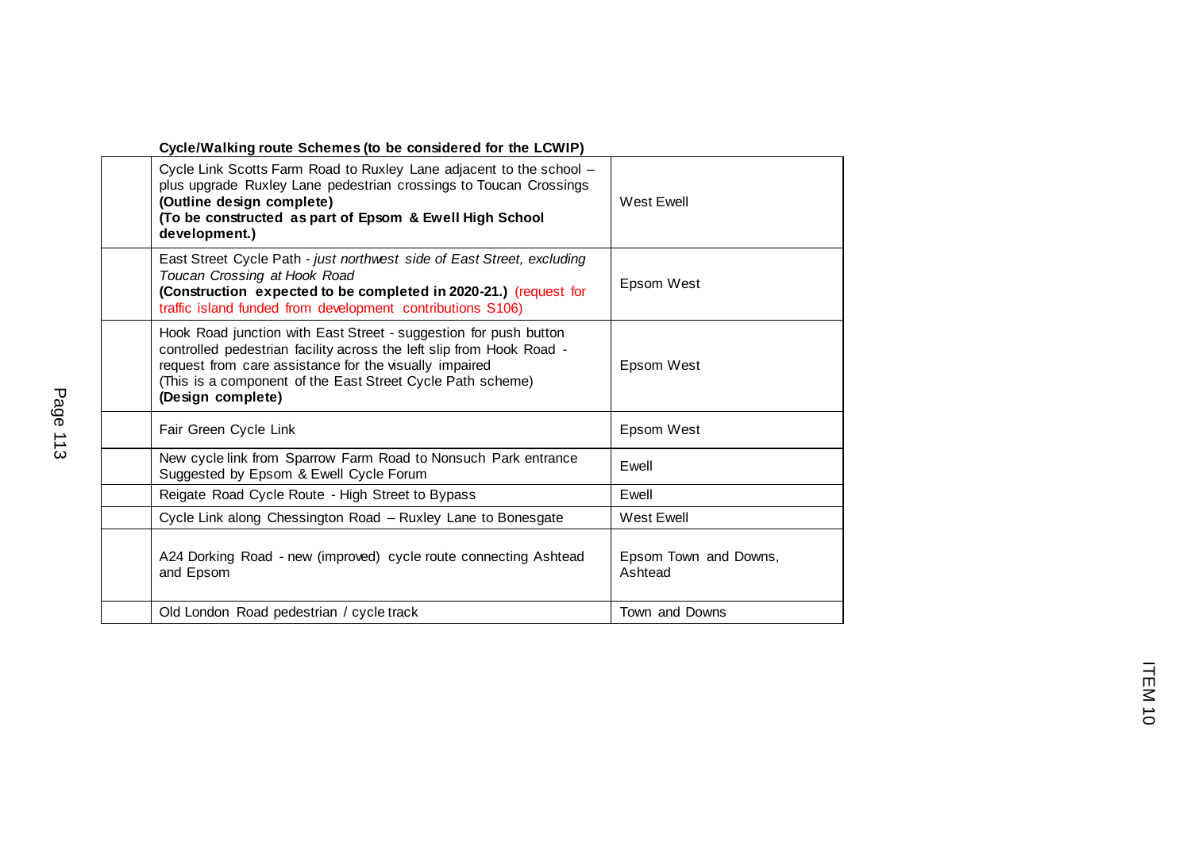**Cycle/Walking route Schemes (to be considered for the LCWIP)**

| | | |
|---|---|---|
| | Cycle Link Scotts Farm Road to Ruxley Lane adjacent to the school – plus upgrade Ruxley Lane pedestrian crossings to Toucan Crossings **(Outline design complete)** **(To be constructed as part of Epsom & Ewell High School development.)** | West Ewell |
| | East Street Cycle Path - *just northwest side of East Street, excluding Toucan Crossing at Hook Road* **(Construction expected to be completed in 2020-21.)** (request for traffic island funded from development contributions S106) | Epsom West |
| | Hook Road junction with East Street - suggestion for push button controlled pedestrian facility across the left slip from Hook Road - request from care assistance for the visually impaired (This is a component of the East Street Cycle Path scheme) **(Design complete)** | Epsom West |
| | Fair Green Cycle Link | Epsom West |
| | New cycle link from Sparrow Farm Road to Nonsuch Park entrance Suggested by Epsom & Ewell Cycle Forum | Ewell |
| | Reigate Road Cycle Route - High Street to Bypass | Ewell |
| | Cycle Link along Chessington Road – Ruxley Lane to Bonesgate | West Ewell |
| | A24 Dorking Road - new (improved) cycle route connecting Ashtead and Epsom | Epsom Town and Downs, Ashtead |
| | Old London Road pedestrian / cycle track | Town and Downs |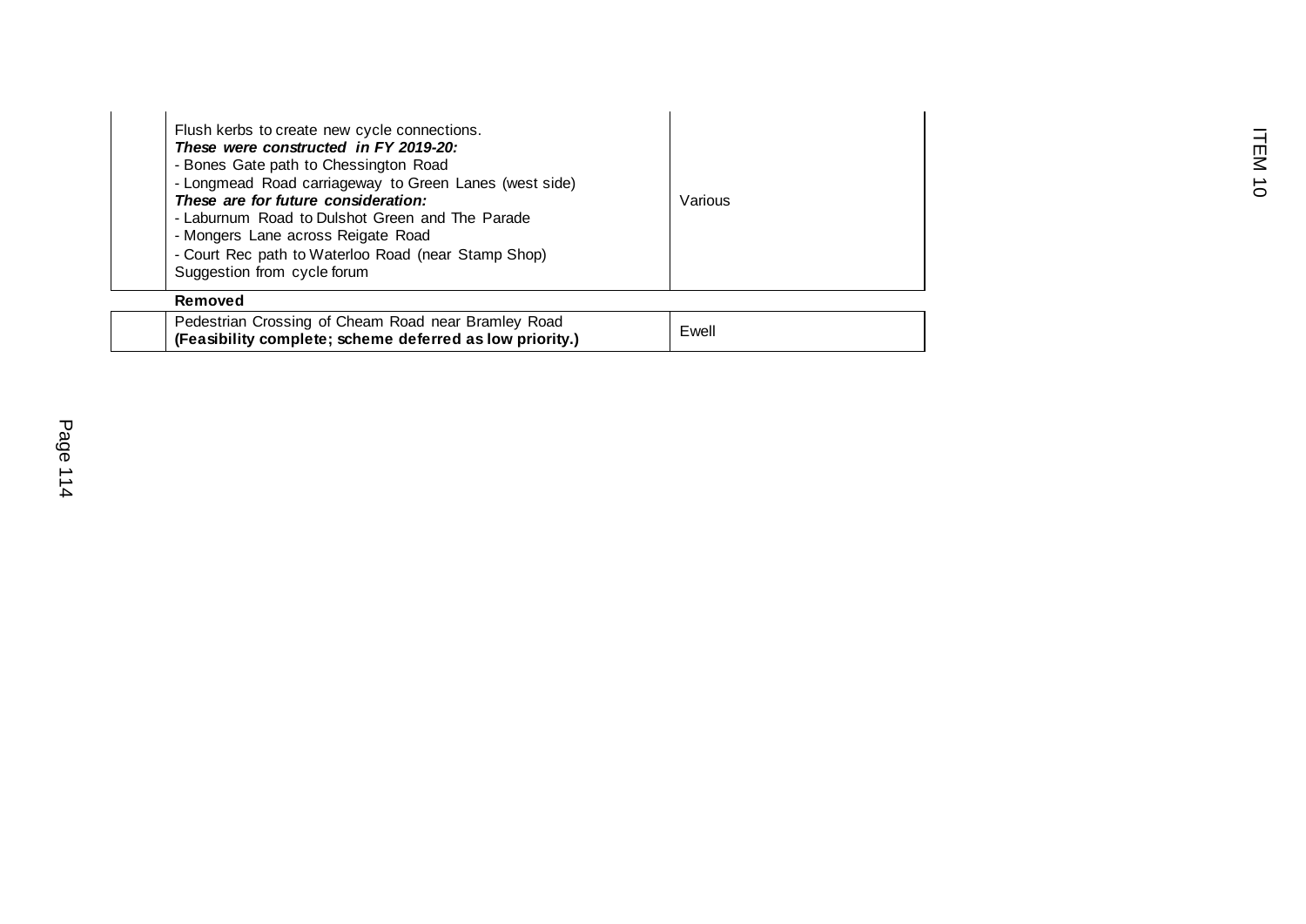| | | |
|---|---|---|
| | Flush kerbs to create new cycle connections.<br>***These were constructed in FY 2019-20:***<br>- Bones Gate path to Chessington Road<br>- Longmead Road carriageway to Green Lanes (west side)<br>***These are for future consideration:***<br>- Laburnum Road to Dulshot Green and The Parade<br>- Mongers Lane across Reigate Road<br>- Court Rec path to Waterloo Road (near Stamp Shop)<br>Suggestion from cycle forum | Various |
| | **Removed** | |
| | Pedestrian Crossing of Cheam Road near Bramley Road<br>**(Feasibility complete; scheme deferred as low priority.)** | Ewell |